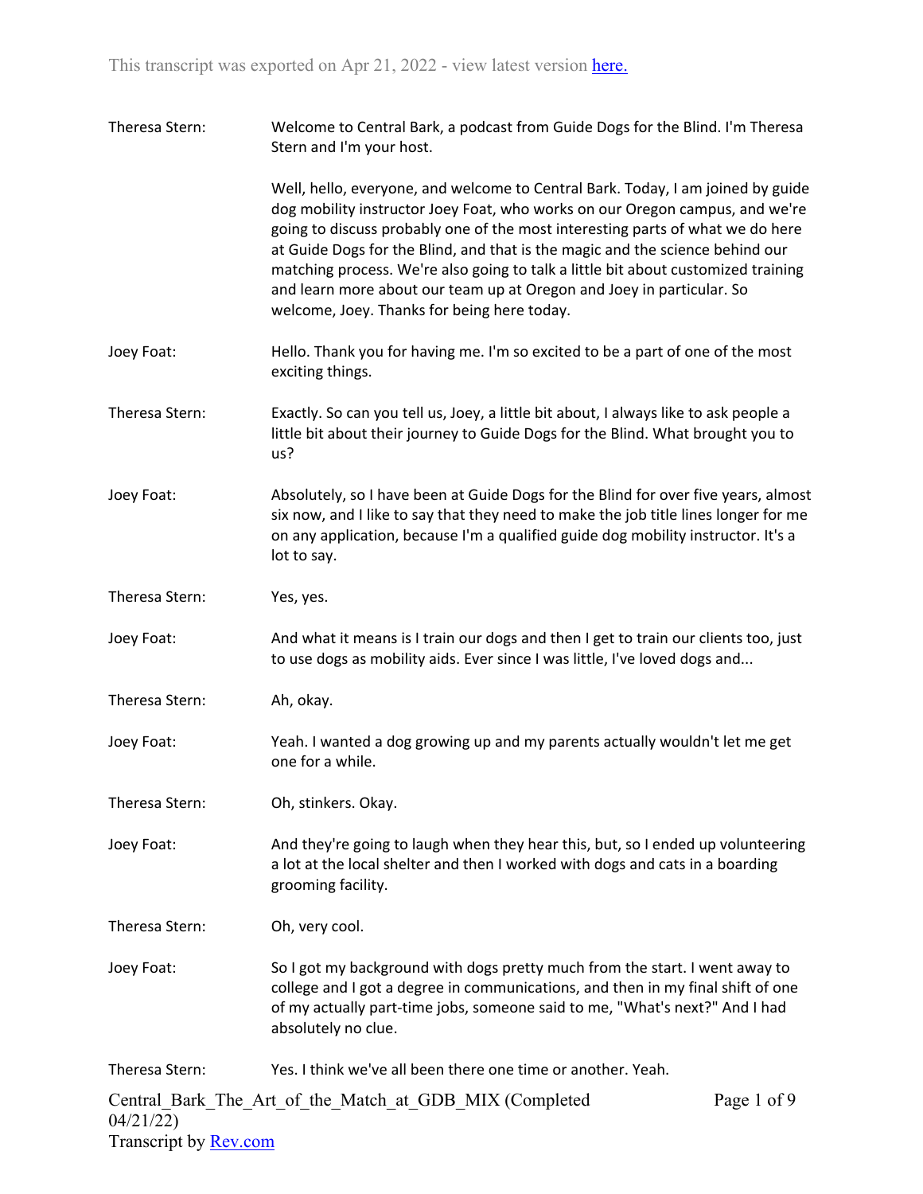This transcript was exported on Apr 21, 2022 - view latest version [here.](#)

**Theresa Stern:** Welcome to Central Bark, a podcast from Guide Dogs for the Blind. I'm Theresa Stern and I'm your host.

Well, hello, everyone, and welcome to Central Bark. Today, I am joined by guide dog mobility instructor Joey Foat, who works on our Oregon campus, and we're going to discuss probably one of the most interesting parts of what we do here at Guide Dogs for the Blind, and that is the magic and the science behind our matching process. We're also going to talk a little bit about customized training and learn more about our team up at Oregon and Joey in particular. So welcome, Joey. Thanks for being here today.

**Joey Foat:** Hello. Thank you for having me. I'm so excited to be a part of one of the most exciting things.

**Theresa Stern:** Exactly. So can you tell us, Joey, a little bit about, I always like to ask people a little bit about their journey to Guide Dogs for the Blind. What brought you to us?

**Joey Foat:** Absolutely, so I have been at Guide Dogs for the Blind for over five years, almost six now, and I like to say that they need to make the job title lines longer for me on any application, because I'm a qualified guide dog mobility instructor. It's a lot to say.

**Theresa Stern:** Yes, yes.

**Joey Foat:** And what it means is I train our dogs and then I get to train our clients too, just to use dogs as mobility aids. Ever since I was little, I've loved dogs and...

**Theresa Stern:** Ah, okay.

**Joey Foat:** Yeah. I wanted a dog growing up and my parents actually wouldn't let me get one for a while.

**Theresa Stern:** Oh, stinkers. Okay.

**Joey Foat:** And they're going to laugh when they hear this, but, so I ended up volunteering a lot at the local shelter and then I worked with dogs and cats in a boarding grooming facility.

**Theresa Stern:** Oh, very cool.

**Joey Foat:** So I got my background with dogs pretty much from the start. I went away to college and I got a degree in communications, and then in my final shift of one of my actually part-time jobs, someone said to me, "What's next?" And I had absolutely no clue.

**Theresa Stern:** Yes. I think we've all been there one time or another. Yeah.

Central_Bark_The_Art_of_the_Match_at_GDB_MIX (Completed 04/21/22)
Transcript by [Rev.com](#)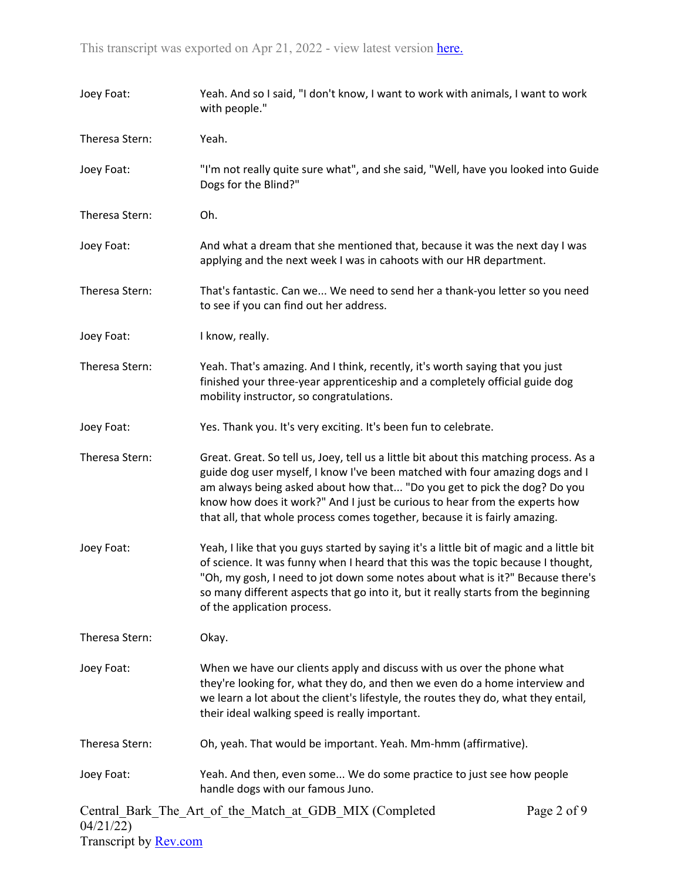Joey Foat: Yeah. And so I said, "I don't know, I want to work with animals, I want to work with people."

Theresa Stern: Yeah.

Joey Foat: "I'm not really quite sure what", and she said, "Well, have you looked into Guide Dogs for the Blind?"

Theresa Stern: Oh.

Joey Foat: And what a dream that she mentioned that, because it was the next day I was applying and the next week I was in cahoots with our HR department.

Theresa Stern: That's fantastic. Can we... We need to send her a thank-you letter so you need to see if you can find out her address.

Joey Foat: I know, really.

Theresa Stern: Yeah. That's amazing. And I think, recently, it's worth saying that you just finished your three-year apprenticeship and a completely official guide dog mobility instructor, so congratulations.

Joey Foat: Yes. Thank you. It's very exciting. It's been fun to celebrate.

Theresa Stern: Great. Great. So tell us, Joey, tell us a little bit about this matching process. As a guide dog user myself, I know I've been matched with four amazing dogs and I am always being asked about how that... "Do you get to pick the dog? Do you know how does it work?" And I just be curious to hear from the experts how that all, that whole process comes together, because it is fairly amazing.

Joey Foat: Yeah, I like that you guys started by saying it's a little bit of magic and a little bit of science. It was funny when I heard that this was the topic because I thought, "Oh, my gosh, I need to jot down some notes about what is it?" Because there's so many different aspects that go into it, but it really starts from the beginning of the application process.

Theresa Stern: Okay.

Joey Foat: When we have our clients apply and discuss with us over the phone what they're looking for, what they do, and then we even do a home interview and we learn a lot about the client's lifestyle, the routes they do, what they entail, their ideal walking speed is really important.

Theresa Stern: Oh, yeah. That would be important. Yeah. Mm-hmm (affirmative).

Joey Foat: Yeah. And then, even some... We do some practice to just see how people handle dogs with our famous Juno.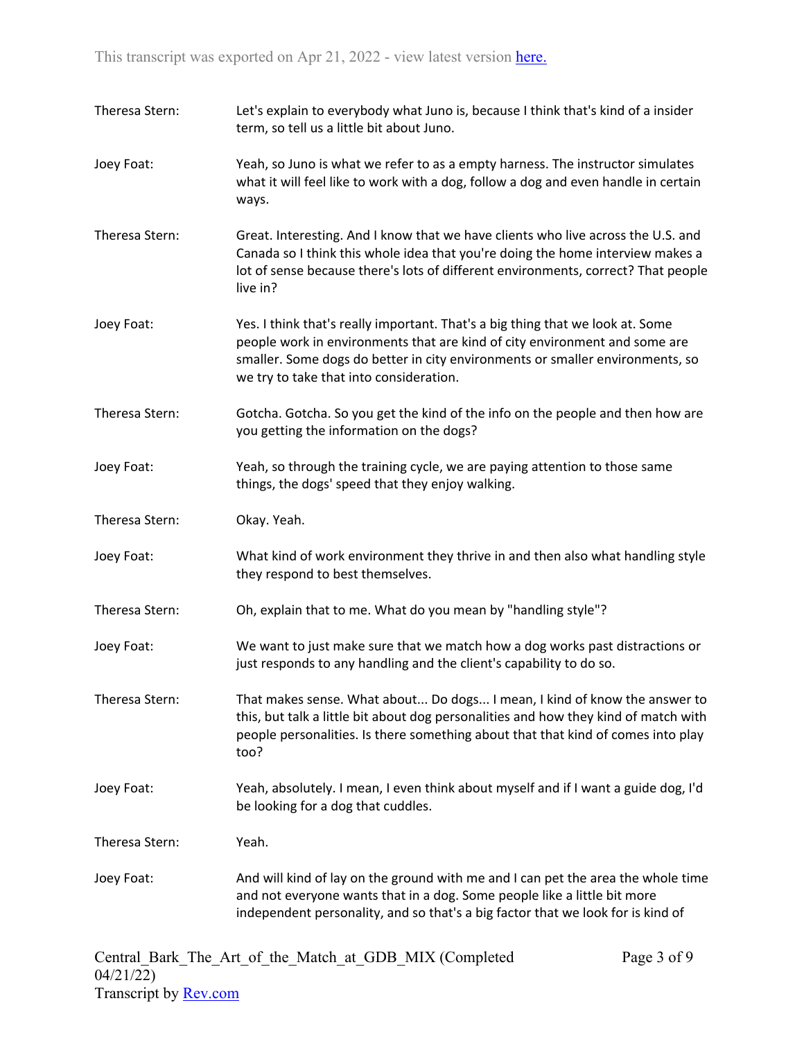Theresa Stern: Let's explain to everybody what Juno is, because I think that's kind of a insider term, so tell us a little bit about Juno.

Joey Foat: Yeah, so Juno is what we refer to as a empty harness. The instructor simulates what it will feel like to work with a dog, follow a dog and even handle in certain ways.

Theresa Stern: Great. Interesting. And I know that we have clients who live across the U.S. and Canada so I think this whole idea that you're doing the home interview makes a lot of sense because there's lots of different environments, correct? That people live in?

Joey Foat: Yes. I think that's really important. That's a big thing that we look at. Some people work in environments that are kind of city environment and some are smaller. Some dogs do better in city environments or smaller environments, so we try to take that into consideration.

Theresa Stern: Gotcha. Gotcha. So you get the kind of the info on the people and then how are you getting the information on the dogs?

Joey Foat: Yeah, so through the training cycle, we are paying attention to those same things, the dogs' speed that they enjoy walking.

Theresa Stern: Okay. Yeah.

Joey Foat: What kind of work environment they thrive in and then also what handling style they respond to best themselves.

Theresa Stern: Oh, explain that to me. What do you mean by "handling style"?

Joey Foat: We want to just make sure that we match how a dog works past distractions or just responds to any handling and the client's capability to do so.

Theresa Stern: That makes sense. What about... Do dogs... I mean, I kind of know the answer to this, but talk a little bit about dog personalities and how they kind of match with people personalities. Is there something about that that kind of comes into play too?

Joey Foat: Yeah, absolutely. I mean, I even think about myself and if I want a guide dog, I'd be looking for a dog that cuddles.

Theresa Stern: Yeah.

Joey Foat: And will kind of lay on the ground with me and I can pet the area the whole time and not everyone wants that in a dog. Some people like a little bit more independent personality, and so that's a big factor that we look for is kind of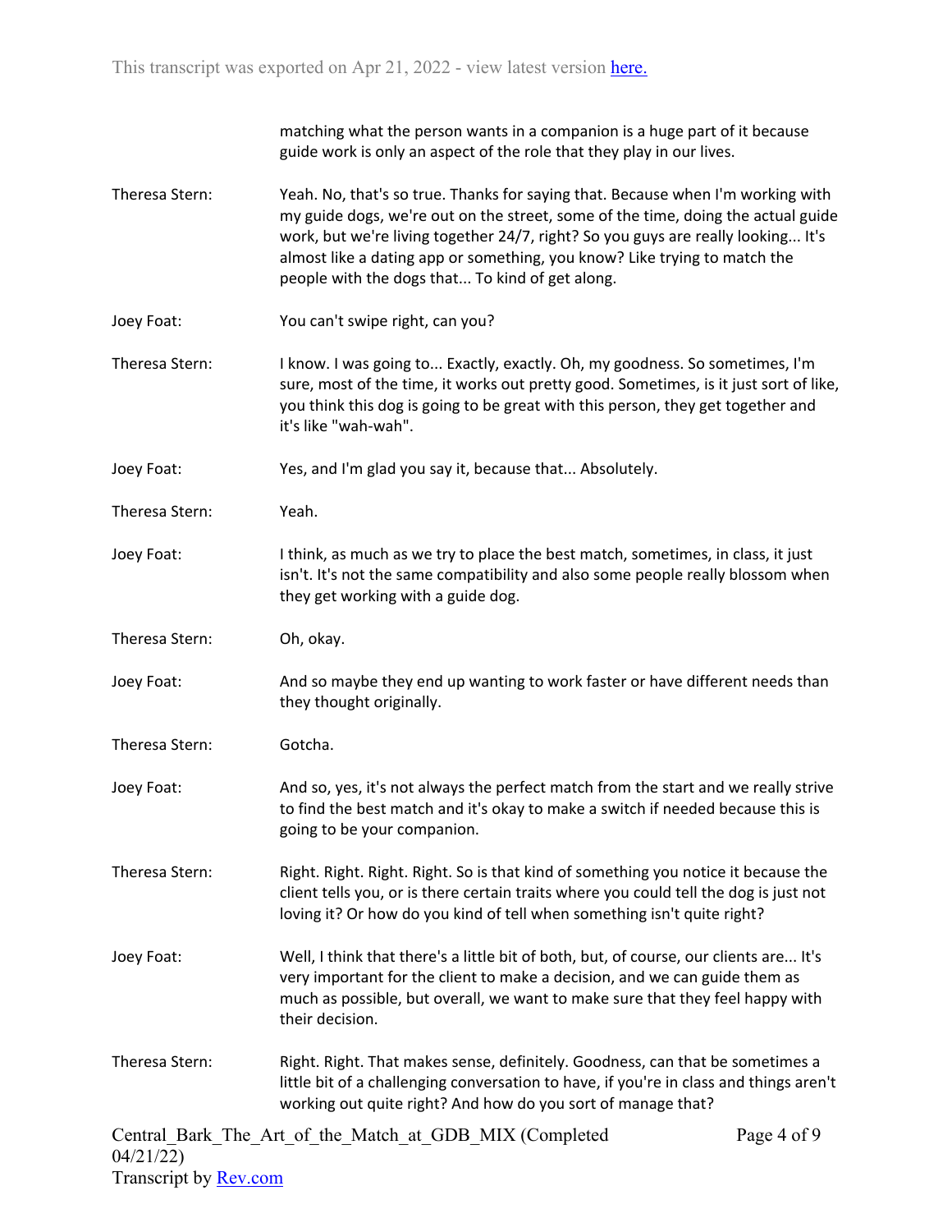matching what the person wants in a companion is a huge part of it because guide work is only an aspect of the role that they play in our lives.

Theresa Stern: Yeah. No, that's so true. Thanks for saying that. Because when I'm working with my guide dogs, we're out on the street, some of the time, doing the actual guide work, but we're living together 24/7, right? So you guys are really looking... It's almost like a dating app or something, you know? Like trying to match the people with the dogs that... To kind of get along.

Joey Foat: You can't swipe right, can you?

Theresa Stern: I know. I was going to... Exactly, exactly. Oh, my goodness. So sometimes, I'm sure, most of the time, it works out pretty good. Sometimes, is it just sort of like, you think this dog is going to be great with this person, they get together and it's like "wah-wah".

Joey Foat: Yes, and I'm glad you say it, because that... Absolutely.

Theresa Stern: Yeah.

Joey Foat: I think, as much as we try to place the best match, sometimes, in class, it just isn't. It's not the same compatibility and also some people really blossom when they get working with a guide dog.

Theresa Stern: Oh, okay.

Joey Foat: And so maybe they end up wanting to work faster or have different needs than they thought originally.

Theresa Stern: Gotcha.

Joey Foat: And so, yes, it's not always the perfect match from the start and we really strive to find the best match and it's okay to make a switch if needed because this is going to be your companion.

Theresa Stern: Right. Right. Right. Right. So is that kind of something you notice it because the client tells you, or is there certain traits where you could tell the dog is just not loving it? Or how do you kind of tell when something isn't quite right?

Joey Foat: Well, I think that there's a little bit of both, but, of course, our clients are... It's very important for the client to make a decision, and we can guide them as much as possible, but overall, we want to make sure that they feel happy with their decision.

Theresa Stern: Right. Right. That makes sense, definitely. Goodness, can that be sometimes a little bit of a challenging conversation to have, if you're in class and things aren't working out quite right? And how do you sort of manage that?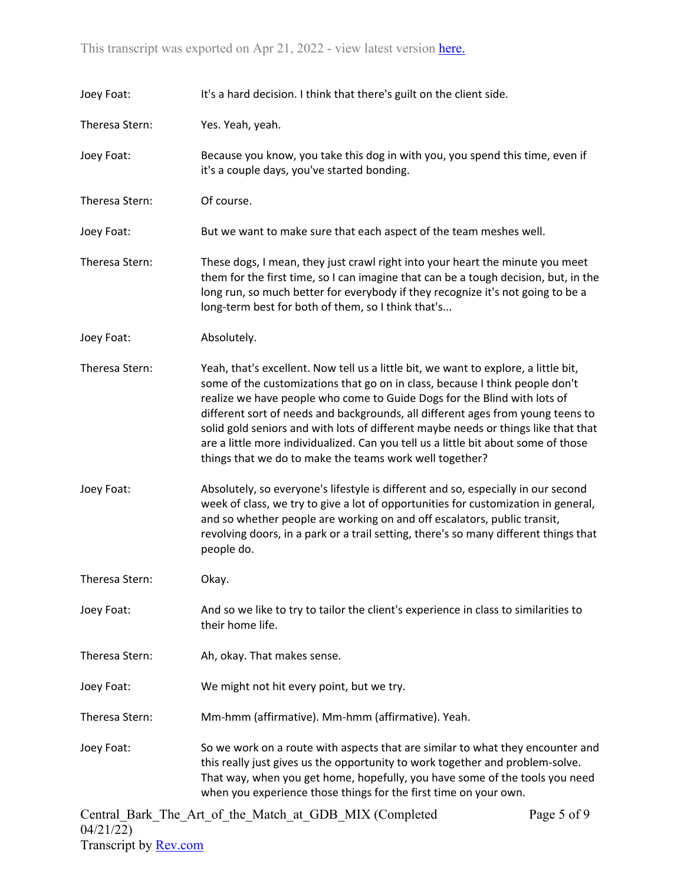Joey Foat: It's a hard decision. I think that there's guilt on the client side.

Theresa Stern: Yes. Yeah, yeah.

Joey Foat: Because you know, you take this dog in with you, you spend this time, even if it's a couple days, you've started bonding.

Theresa Stern: Of course.

Joey Foat: But we want to make sure that each aspect of the team meshes well.

Theresa Stern: These dogs, I mean, they just crawl right into your heart the minute you meet them for the first time, so I can imagine that can be a tough decision, but, in the long run, so much better for everybody if they recognize it's not going to be a long-term best for both of them, so I think that's...

Joey Foat: Absolutely.

Theresa Stern: Yeah, that's excellent. Now tell us a little bit, we want to explore, a little bit, some of the customizations that go on in class, because I think people don't realize we have people who come to Guide Dogs for the Blind with lots of different sort of needs and backgrounds, all different ages from young teens to solid gold seniors and with lots of different maybe needs or things like that that are a little more individualized. Can you tell us a little bit about some of those things that we do to make the teams work well together?

Joey Foat: Absolutely, so everyone's lifestyle is different and so, especially in our second week of class, we try to give a lot of opportunities for customization in general, and so whether people are working on and off escalators, public transit, revolving doors, in a park or a trail setting, there's so many different things that people do.

Theresa Stern: Okay.

Joey Foat: And so we like to try to tailor the client's experience in class to similarities to their home life.

Theresa Stern: Ah, okay. That makes sense.

Joey Foat: We might not hit every point, but we try.

Theresa Stern: Mm-hmm (affirmative). Mm-hmm (affirmative). Yeah.

Joey Foat: So we work on a route with aspects that are similar to what they encounter and this really just gives us the opportunity to work together and problem-solve. That way, when you get home, hopefully, you have some of the tools you need when you experience those things for the first time on your own.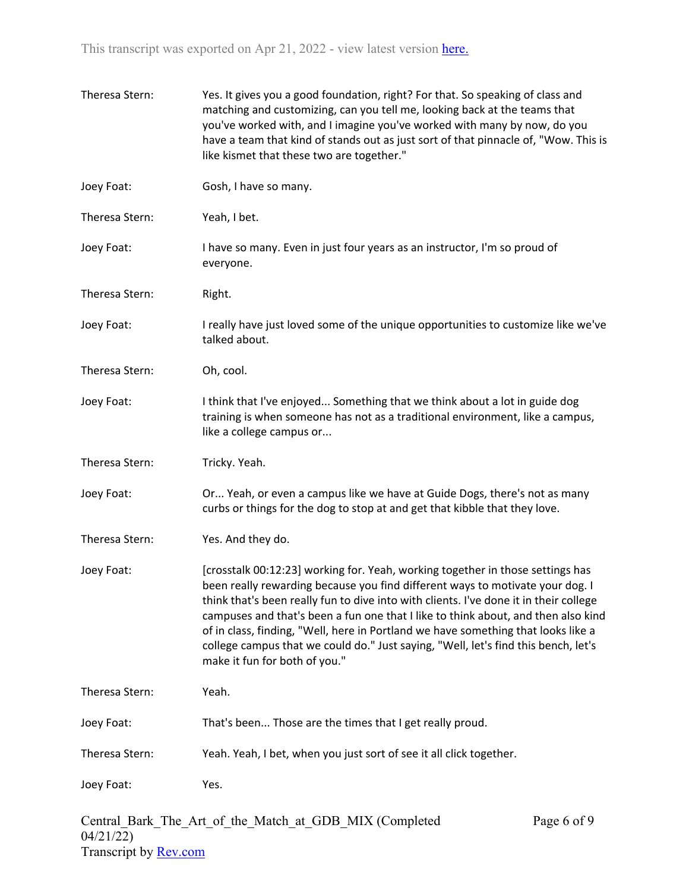Theresa Stern: Yes. It gives you a good foundation, right? For that. So speaking of class and matching and customizing, can you tell me, looking back at the teams that you've worked with, and I imagine you've worked with many by now, do you have a team that kind of stands out as just sort of that pinnacle of, "Wow. This is like kismet that these two are together."

Joey Foat: Gosh, I have so many.

Theresa Stern: Yeah, I bet.

Joey Foat: I have so many. Even in just four years as an instructor, I'm so proud of everyone.

Theresa Stern: Right.

Joey Foat: I really have just loved some of the unique opportunities to customize like we've talked about.

Theresa Stern: Oh, cool.

Joey Foat: I think that I've enjoyed... Something that we think about a lot in guide dog training is when someone has not as a traditional environment, like a campus, like a college campus or...

Theresa Stern: Tricky. Yeah.

Joey Foat: Or... Yeah, or even a campus like we have at Guide Dogs, there's not as many curbs or things for the dog to stop at and get that kibble that they love.

Theresa Stern: Yes. And they do.

Joey Foat: [crosstalk 00:12:23] working for. Yeah, working together in those settings has been really rewarding because you find different ways to motivate your dog. I think that's been really fun to dive into with clients. I've done it in their college campuses and that's been a fun one that I like to think about, and then also kind of in class, finding, "Well, here in Portland we have something that looks like a college campus that we could do." Just saying, "Well, let's find this bench, let's make it fun for both of you."

Theresa Stern: Yeah.

Joey Foat: That's been... Those are the times that I get really proud.

Theresa Stern: Yeah. Yeah, I bet, when you just sort of see it all click together.

Joey Foat: Yes.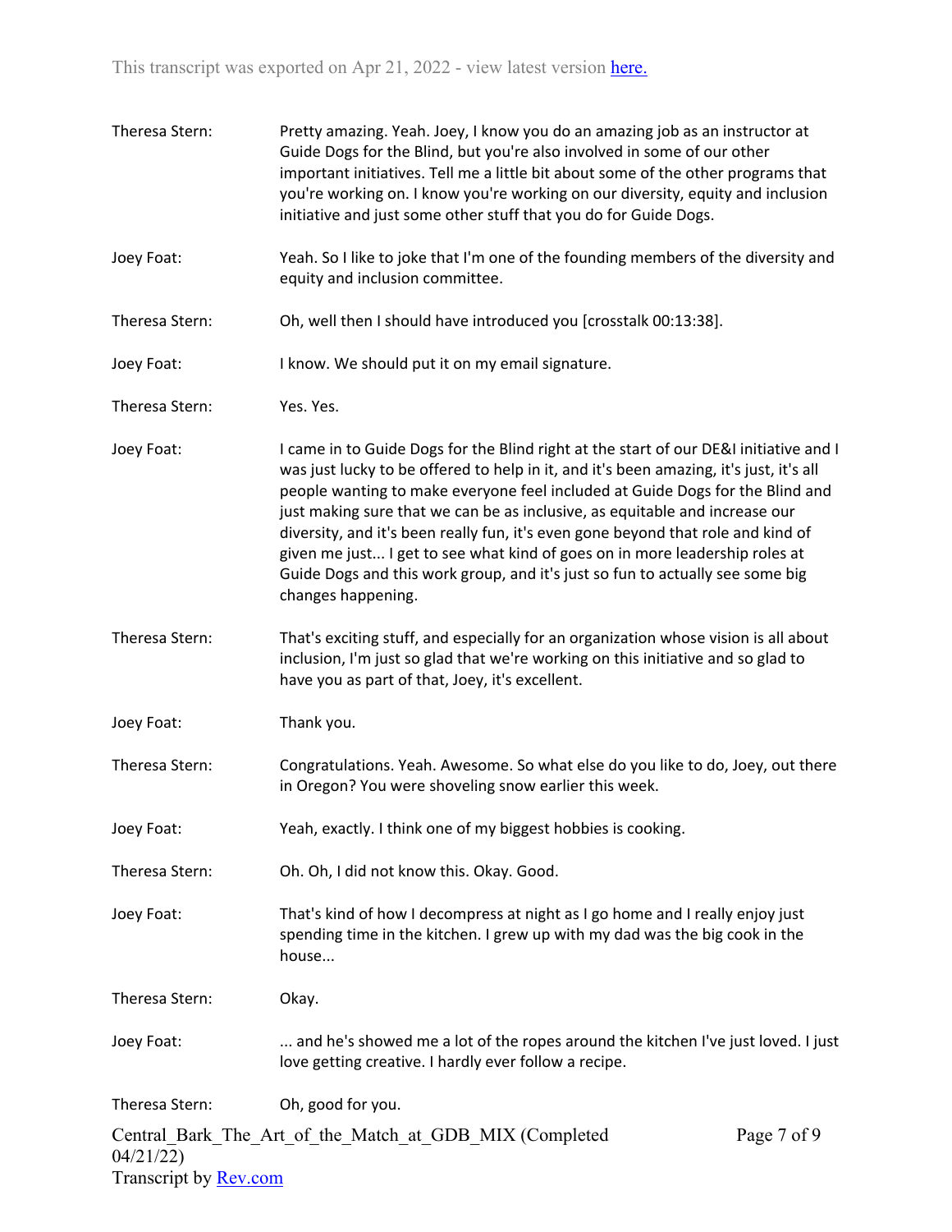**Theresa Stern:** Pretty amazing. Yeah. Joey, I know you do an amazing job as an instructor at Guide Dogs for the Blind, but you're also involved in some of our other important initiatives. Tell me a little bit about some of the other programs that you're working on. I know you're working on our diversity, equity and inclusion initiative and just some other stuff that you do for Guide Dogs.

**Joey Foat:** Yeah. So I like to joke that I'm one of the founding members of the diversity and equity and inclusion committee.

**Theresa Stern:** Oh, well then I should have introduced you [crosstalk 00:13:38].

**Joey Foat:** I know. We should put it on my email signature.

**Theresa Stern:** Yes. Yes.

**Joey Foat:** I came in to Guide Dogs for the Blind right at the start of our DE&I initiative and I was just lucky to be offered to help in it, and it's been amazing, it's just, it's all people wanting to make everyone feel included at Guide Dogs for the Blind and just making sure that we can be as inclusive, as equitable and increase our diversity, and it's been really fun, it's even gone beyond that role and kind of given me just... I get to see what kind of goes on in more leadership roles at Guide Dogs and this work group, and it's just so fun to actually see some big changes happening.

**Theresa Stern:** That's exciting stuff, and especially for an organization whose vision is all about inclusion, I'm just so glad that we're working on this initiative and so glad to have you as part of that, Joey, it's excellent.

**Joey Foat:** Thank you.

**Theresa Stern:** Congratulations. Yeah. Awesome. So what else do you like to do, Joey, out there in Oregon? You were shoveling snow earlier this week.

**Joey Foat:** Yeah, exactly. I think one of my biggest hobbies is cooking.

**Theresa Stern:** Oh. Oh, I did not know this. Okay. Good.

**Joey Foat:** That's kind of how I decompress at night as I go home and I really enjoy just spending time in the kitchen. I grew up with my dad was the big cook in the house...

**Theresa Stern:** Okay.

**Joey Foat:** ... and he's showed me a lot of the ropes around the kitchen I've just loved. I just love getting creative. I hardly ever follow a recipe.

**Theresa Stern:** Oh, good for you.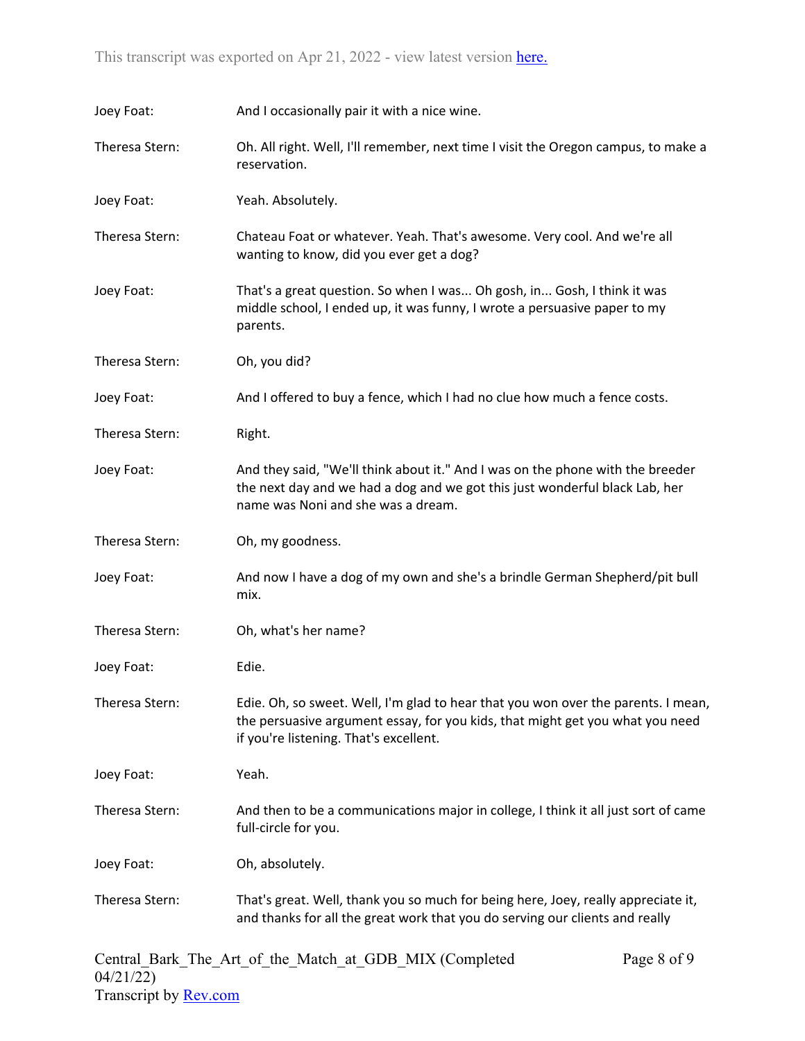Joey Foat: And I occasionally pair it with a nice wine.

Theresa Stern: Oh. All right. Well, I'll remember, next time I visit the Oregon campus, to make a reservation.

Joey Foat: Yeah. Absolutely.

Theresa Stern: Chateau Foat or whatever. Yeah. That's awesome. Very cool. And we're all wanting to know, did you ever get a dog?

Joey Foat: That's a great question. So when I was... Oh gosh, in... Gosh, I think it was middle school, I ended up, it was funny, I wrote a persuasive paper to my parents.

Theresa Stern: Oh, you did?

Joey Foat: And I offered to buy a fence, which I had no clue how much a fence costs.

Theresa Stern: Right.

Joey Foat: And they said, "We'll think about it." And I was on the phone with the breeder the next day and we had a dog and we got this just wonderful black Lab, her name was Noni and she was a dream.

Theresa Stern: Oh, my goodness.

Joey Foat: And now I have a dog of my own and she's a brindle German Shepherd/pit bull mix.

Theresa Stern: Oh, what's her name?

Joey Foat: Edie.

Theresa Stern: Edie. Oh, so sweet. Well, I'm glad to hear that you won over the parents. I mean, the persuasive argument essay, for you kids, that might get you what you need if you're listening. That's excellent.

Joey Foat: Yeah.

Theresa Stern: And then to be a communications major in college, I think it all just sort of came full-circle for you.

Joey Foat: Oh, absolutely.

Theresa Stern: That's great. Well, thank you so much for being here, Joey, really appreciate it, and thanks for all the great work that you do serving our clients and really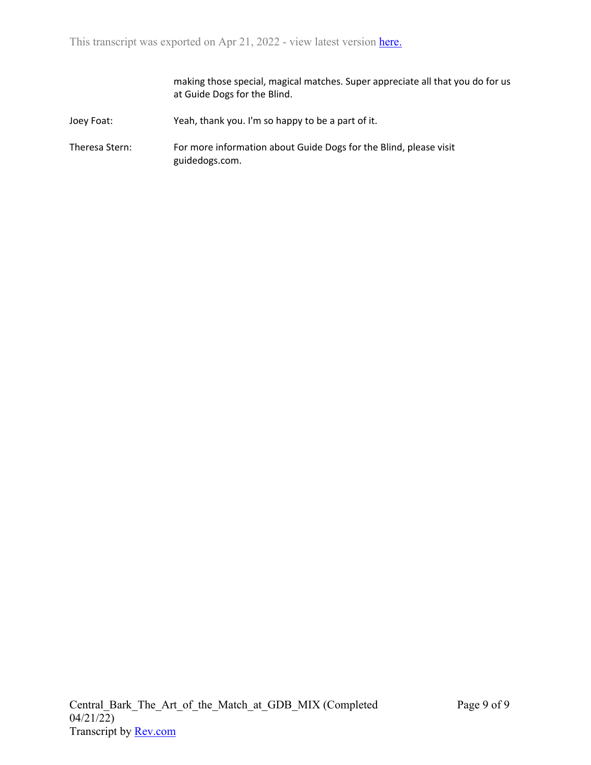making those special, magical matches. Super appreciate all that you do for us at Guide Dogs for the Blind.

Joey Foat: Yeah, thank you. I'm so happy to be a part of it.

Theresa Stern: For more information about Guide Dogs for the Blind, please visit guidedogs.com.